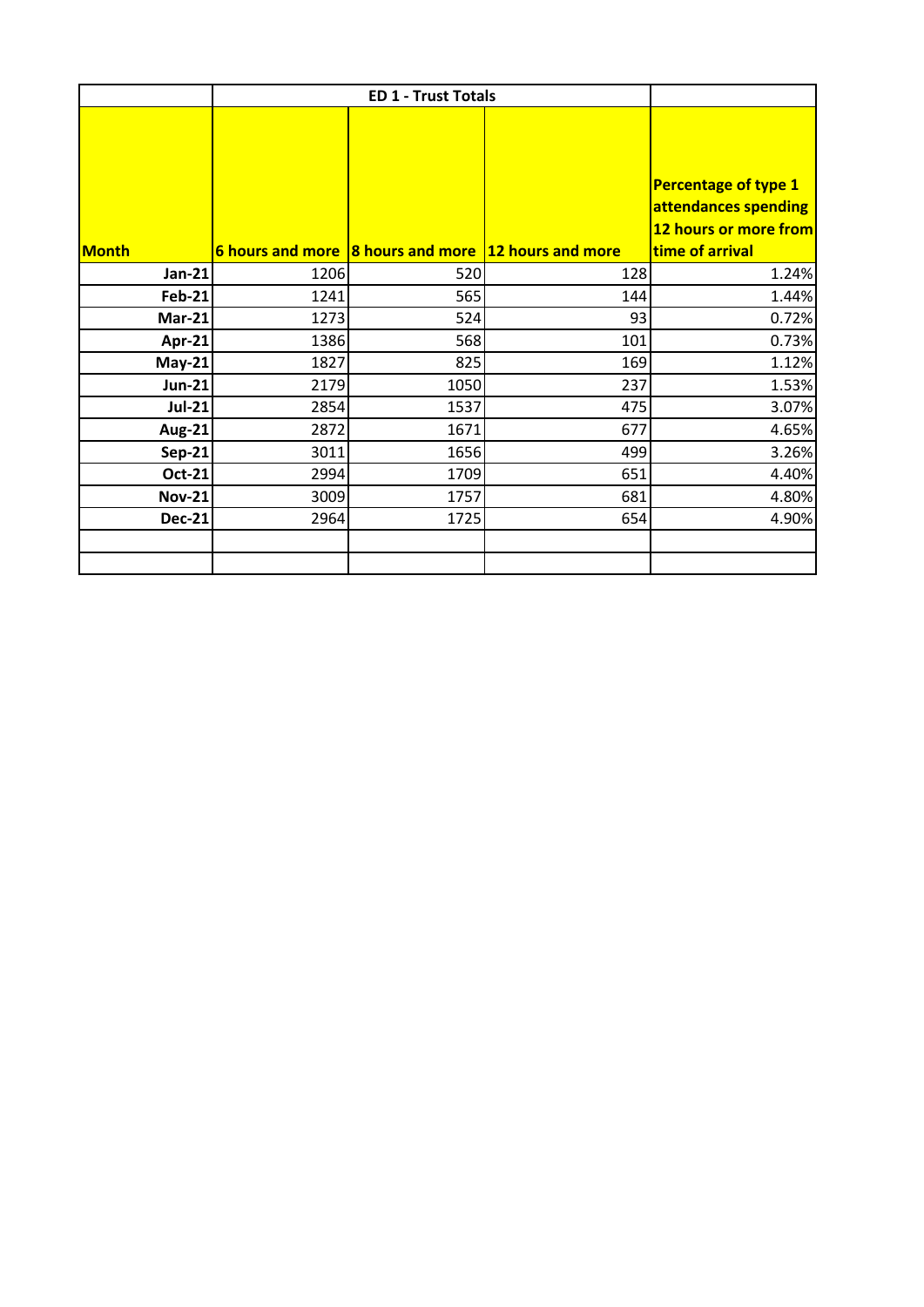| | ED 1 - Trust Totals | | | |
|---|---|---|---|---|
| **Month** | **6 hours and more** | **8 hours and more** | **12 hours and more** | **Percentage of type 1 attendances spending 12 hours or more from time of arrival** |
| **Jan-21** | 1206 | 520 | 128 | 1.24% |
| **Feb-21** | 1241 | 565 | 144 | 1.44% |
| **Mar-21** | 1273 | 524 | 93 | 0.72% |
| **Apr-21** | 1386 | 568 | 101 | 0.73% |
| **May-21** | 1827 | 825 | 169 | 1.12% |
| **Jun-21** | 2179 | 1050 | 237 | 1.53% |
| **Jul-21** | 2854 | 1537 | 475 | 3.07% |
| **Aug-21** | 2872 | 1671 | 677 | 4.65% |
| **Sep-21** | 3011 | 1656 | 499 | 3.26% |
| **Oct-21** | 2994 | 1709 | 651 | 4.40% |
| **Nov-21** | 3009 | 1757 | 681 | 4.80% |
| **Dec-21** | 2964 | 1725 | 654 | 4.90% |
| | | | | |
| | | | | |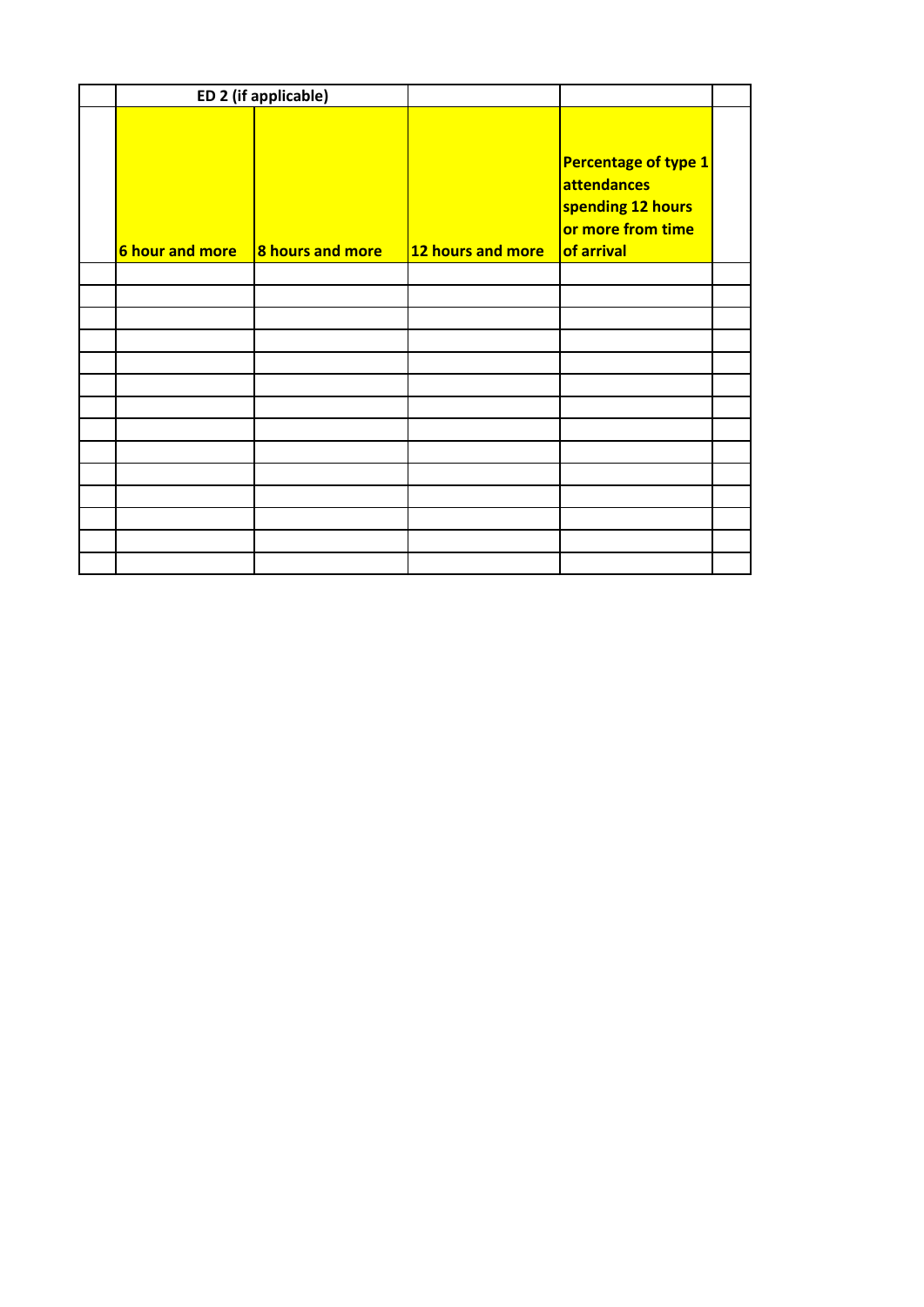| | ED 2 (if applicable) | | | | |
|---|---|---|---|---|---|
| | 6 hour and more | 8 hours and more | 12 hours and more | Percentage of type 1 attendances spending 12 hours or more from time of arrival | |
| | | | | | |
| | | | | | |
| | | | | | |
| | | | | | |
| | | | | | |
| | | | | | |
| | | | | | |
| | | | | | |
| | | | | | |
| | | | | | |
| | | | | | |
| | | | | | |
| | | | | | |
| | | | | | |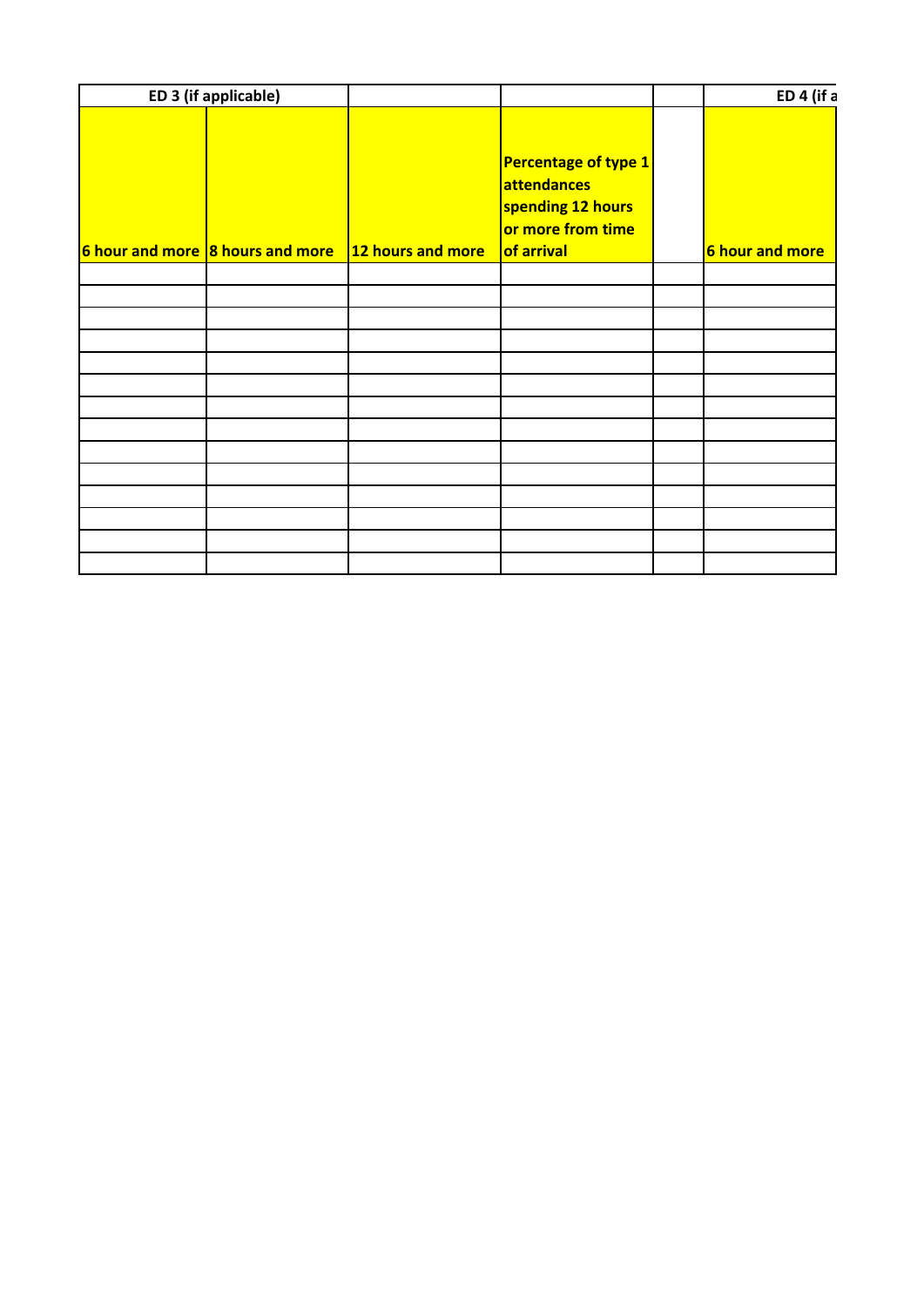| ED 3 (if applicable) | | | | | ED 4 (if a |
| --- | --- | --- | --- | --- | --- |
| 6 hour and more | 8 hours and more | 12 hours and more | Percentage of type 1 attendances spending 12 hours or more from time of arrival | | 6 hour and more |
| | | | | | |
| | | | | | |
| | | | | | |
| | | | | | |
| | | | | | |
| | | | | | |
| | | | | | |
| | | | | | |
| | | | | | |
| | | | | | |
| | | | | | |
| | | | | | |
| | | | | | |
| | | | | | |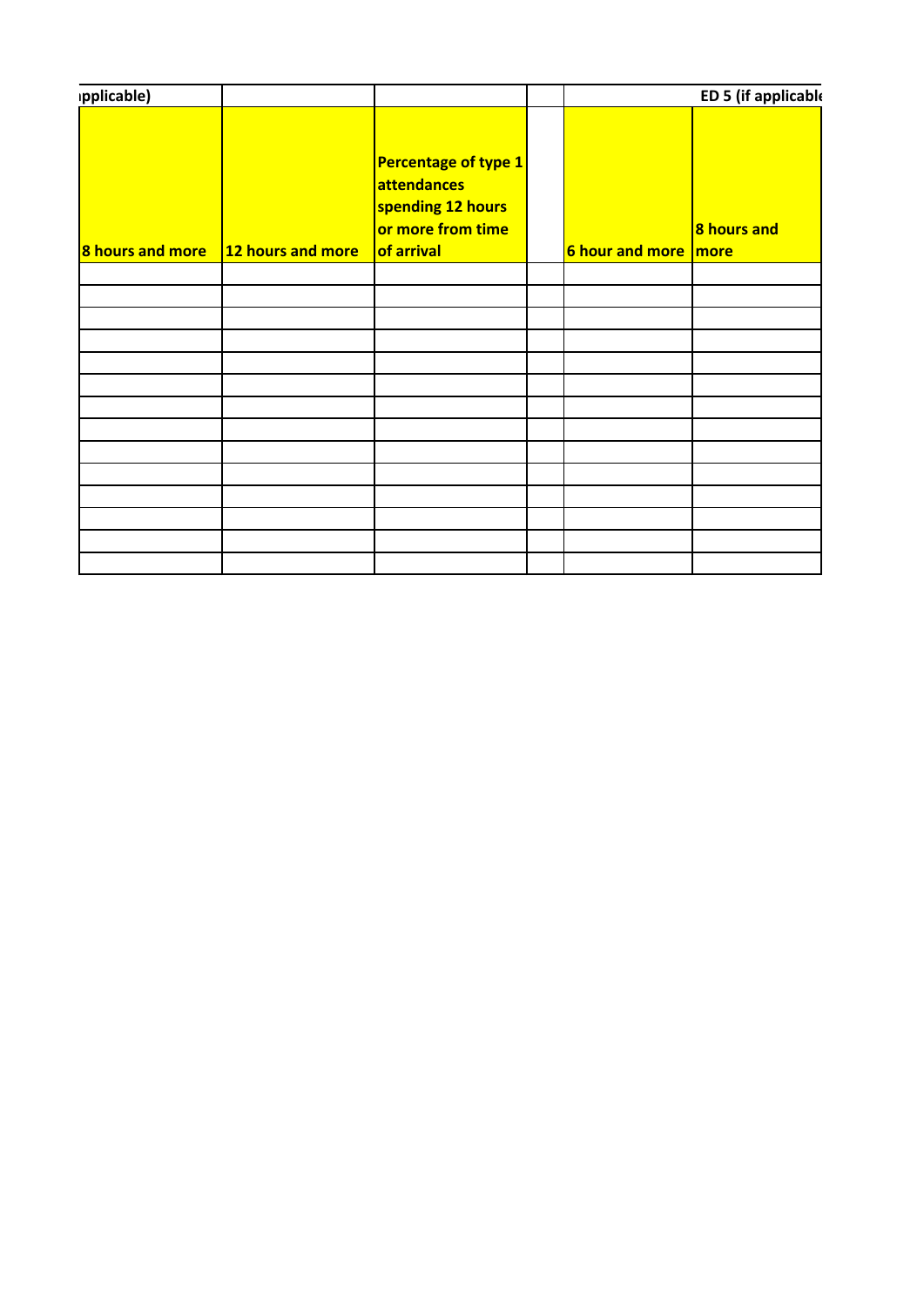| pplicable) | | | | | ED 5 (if applicable |
|---|---|---|---|---|---|
| 8 hours and more | 12 hours and more | Percentage of type 1 attendances spending 12 hours or more from time of arrival | | 6 hour and more | 8 hours and more |
| | | | | | |
| | | | | | |
| | | | | | |
| | | | | | |
| | | | | | |
| | | | | | |
| | | | | | |
| | | | | | |
| | | | | | |
| | | | | | |
| | | | | | |
| | | | | | |
| | | | | | |
| | | | | | |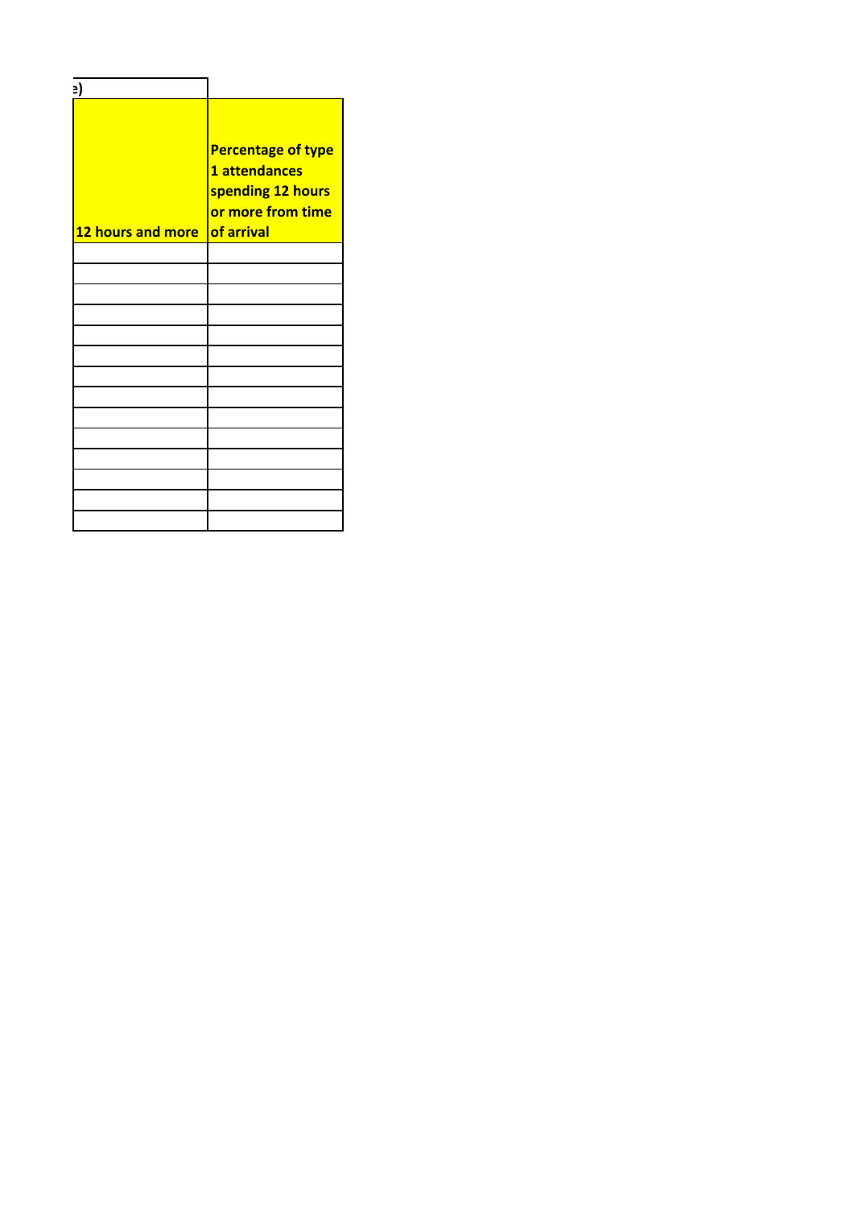| e) | |
|---|---|
| 12 hours and more | Percentage of type 1 attendances spending 12 hours or more from time of arrival |
| | |
| | |
| | |
| | |
| | |
| | |
| | |
| | |
| | |
| | |
| | |
| | |
| | |
| | |